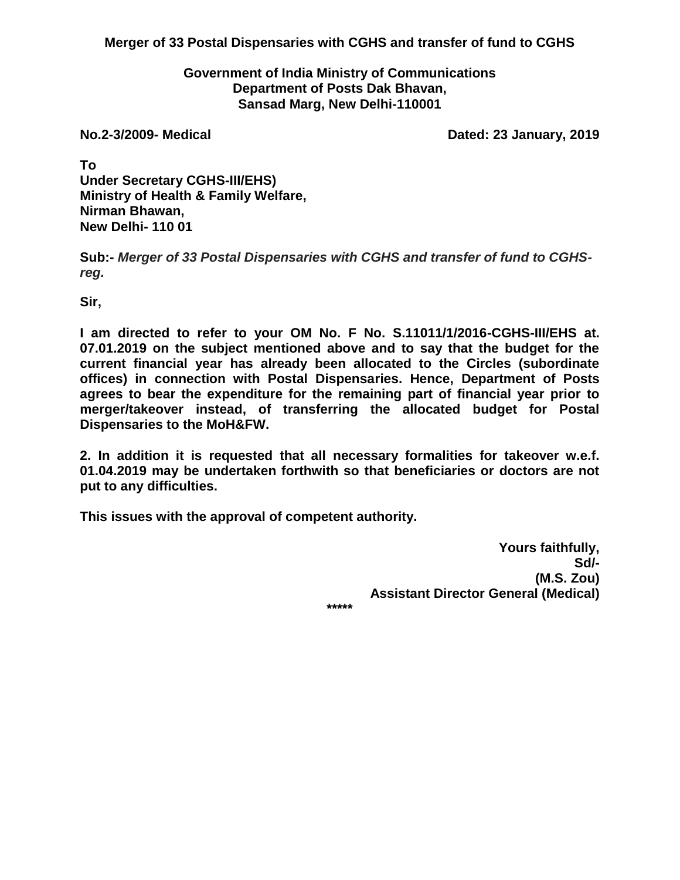# Merger of 33 Postal Dispensaries with CGHS and transfer of fund to CGHS

**Government of India Ministry of Communications**
**Department of Posts Dak Bhavan,**
**Sansad Marg, New Delhi-110001**

**No.2-3/2009- Medical** **Dated: 23 January, 2019**

**To**
**Under Secretary CGHS-III/EHS)**
**Ministry of Health & Family Welfare,**
**Nirman Bhawan,**
**New Delhi- 110 01**

**Sub:-** ***Merger of 33 Postal Dispensaries with CGHS and transfer of fund to CGHS-reg.***

**Sir,**

**I am directed to refer to your OM No. F No. S.11011/1/2016-CGHS-III/EHS at. 07.01.2019 on the subject mentioned above and to say that the budget for the current financial year has already been allocated to the Circles (subordinate offices) in connection with Postal Dispensaries. Hence, Department of Posts agrees to bear the expenditure for the remaining part of financial year prior to merger/takeover instead, of transferring the allocated budget for Postal Dispensaries to the MoH&FW.**

**2. In addition it is requested that all necessary formalities for takeover w.e.f. 01.04.2019 may be undertaken forthwith so that beneficiaries or doctors are not put to any difficulties.**

**This issues with the approval of competent authority.**

**Yours faithfully,**
**Sd/-**
**(M.S. Zou)**
**Assistant Director General (Medical)**

*****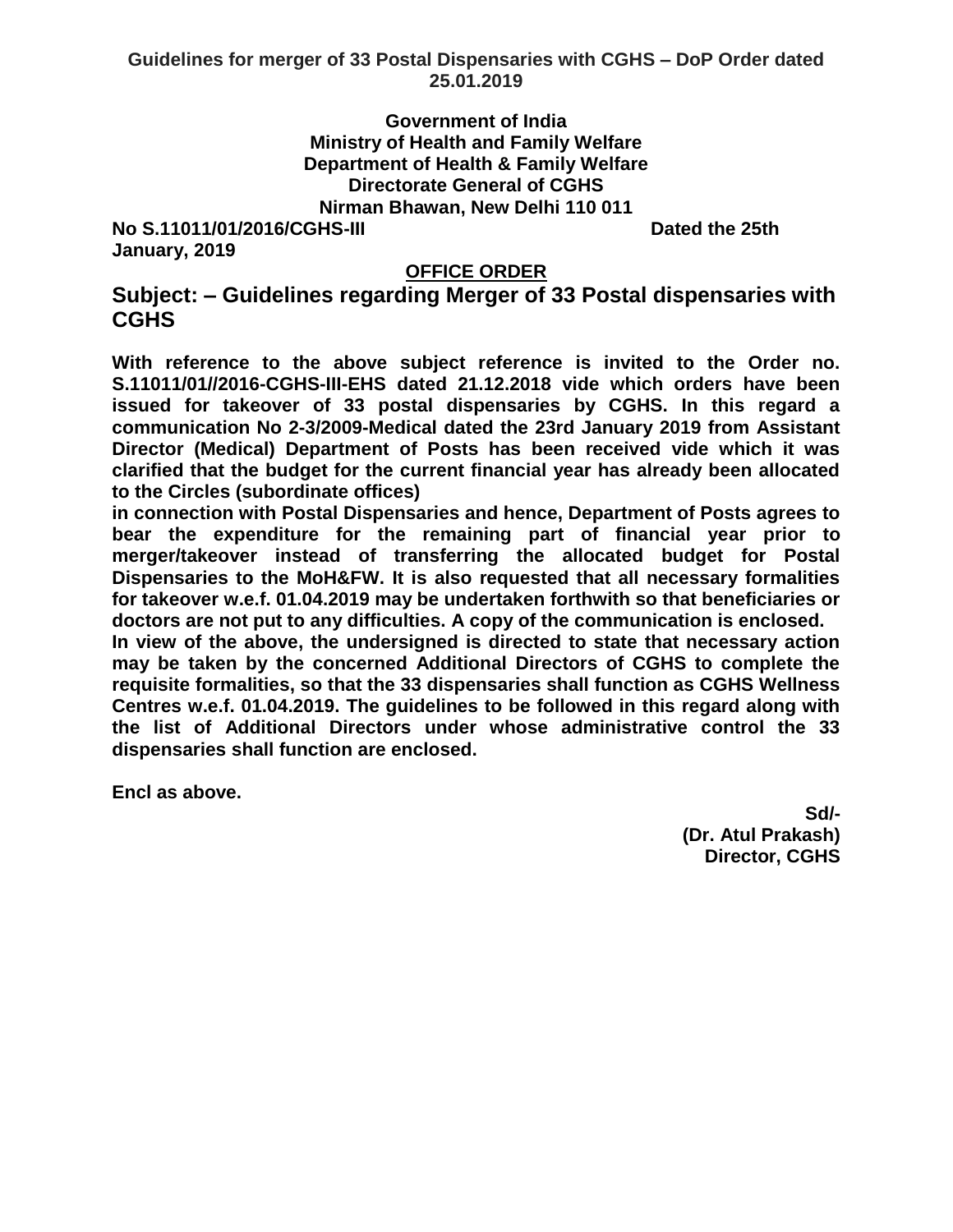**Guidelines for merger of 33 Postal Dispensaries with CGHS – DoP Order dated 25.01.2019**

**Government of India**
**Ministry of Health and Family Welfare**
**Department of Health & Family Welfare**
**Directorate General of CGHS**
**Nirman Bhawan, New Delhi 110 011**

**No S.11011/01/2016/CGHS-III** **Dated the 25th January, 2019**

**OFFICE ORDER**

## Subject: – Guidelines regarding Merger of 33 Postal dispensaries with CGHS

**With reference to the above subject reference is invited to the Order no. S.11011/01//2016-CGHS-III-EHS dated 21.12.2018 vide which orders have been issued for takeover of 33 postal dispensaries by CGHS. In this regard a communication No 2-3/2009-Medical dated the 23rd January 2019 from Assistant Director (Medical) Department of Posts has been received vide which it was clarified that the budget for the current financial year has already been allocated to the Circles (subordinate offices)**
**in connection with Postal Dispensaries and hence, Department of Posts agrees to bear the expenditure for the remaining part of financial year prior to merger/takeover instead of transferring the allocated budget for Postal Dispensaries to the MoH&FW. It is also requested that all necessary formalities for takeover w.e.f. 01.04.2019 may be undertaken forthwith so that beneficiaries or doctors are not put to any difficulties. A copy of the communication is enclosed.**
**In view of the above, the undersigned is directed to state that necessary action may be taken by the concerned Additional Directors of CGHS to complete the requisite formalities, so that the 33 dispensaries shall function as CGHS Wellness Centres w.e.f. 01.04.2019. The guidelines to be followed in this regard along with the list of Additional Directors under whose administrative control the 33 dispensaries shall function are enclosed.**

**Encl as above.**

**Sd/-**
**(Dr. Atul Prakash)**
**Director, CGHS**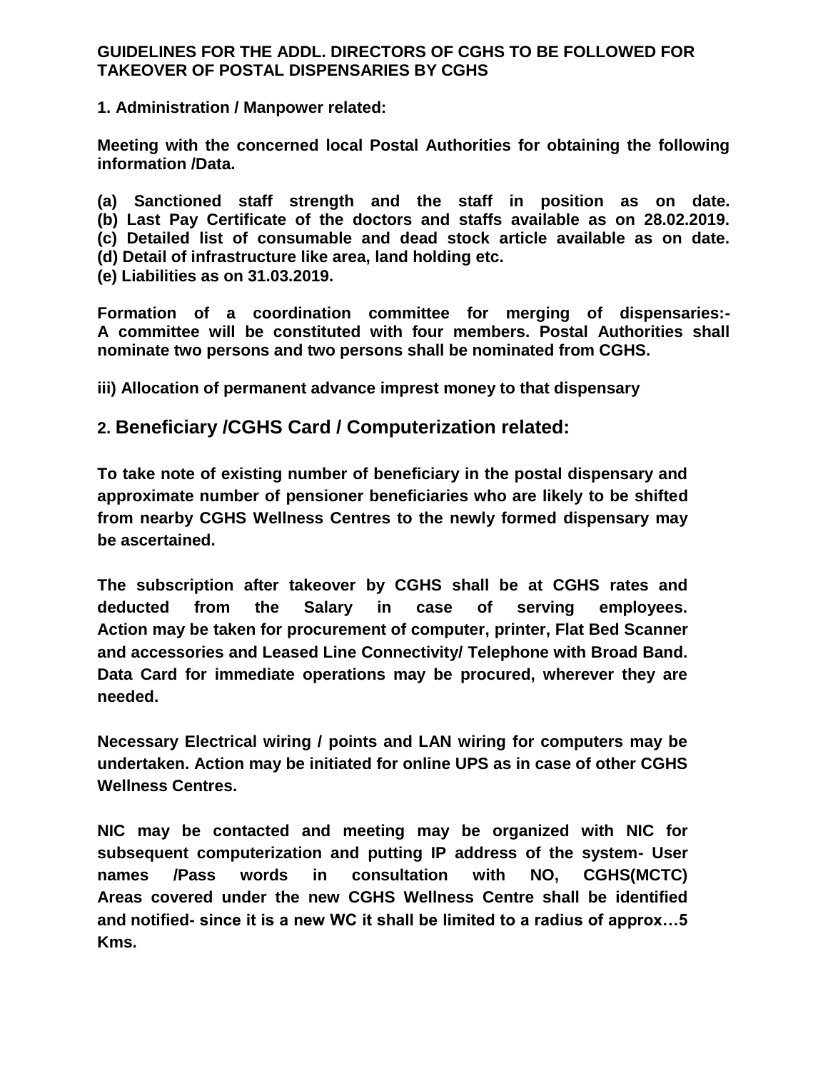**GUIDELINES FOR THE ADDL. DIRECTORS OF CGHS TO BE FOLLOWED FOR TAKEOVER OF POSTAL DISPENSARIES BY CGHS**

**1. Administration / Manpower related:**

**Meeting with the concerned local Postal Authorities for obtaining the following information /Data.**

**(a) Sanctioned staff strength and the staff in position as on date.**
**(b) Last Pay Certificate of the doctors and staffs available as on 28.02.2019.**
**(c) Detailed list of consumable and dead stock article available as on date.**
**(d) Detail of infrastructure like area, land holding etc.**
**(e) Liabilities as on 31.03.2019.**

**Formation of a coordination committee for merging of dispensaries:- A committee will be constituted with four members. Postal Authorities shall nominate two persons and two persons shall be nominated from CGHS.**

**iii) Allocation of permanent advance imprest money to that dispensary**

## 2. Beneficiary /CGHS Card / Computerization related:

**To take note of existing number of beneficiary in the postal dispensary and approximate number of pensioner beneficiaries who are likely to be shifted from nearby CGHS Wellness Centres to the newly formed dispensary may be ascertained.**

**The subscription after takeover by CGHS shall be at CGHS rates and deducted from the Salary in case of serving employees. Action may be taken for procurement of computer, printer, Flat Bed Scanner and accessories and Leased Line Connectivity/ Telephone with Broad Band. Data Card for immediate operations may be procured, wherever they are needed.**

**Necessary Electrical wiring / points and LAN wiring for computers may be undertaken. Action may be initiated for online UPS as in case of other CGHS Wellness Centres.**

**NIC may be contacted and meeting may be organized with NIC for subsequent computerization and putting IP address of the system- User names /Pass words in consultation with NO, CGHS(MCTC) Areas covered under the new CGHS Wellness Centre shall be identified and notified- since it is a new WC it shall be limited to a radius of approx…5 Kms.**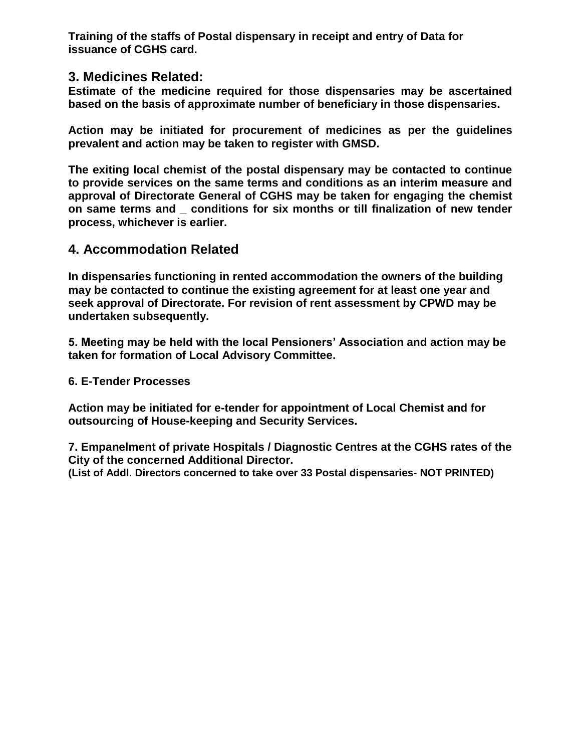**Training of the staffs of Postal dispensary in receipt and entry of Data for issuance of CGHS card.**

## 3. Medicines Related:

**Estimate of the medicine required for those dispensaries may be ascertained based on the basis of approximate number of beneficiary in those dispensaries.**

**Action may be initiated for procurement of medicines as per the guidelines prevalent and action may be taken to register with GMSD.**

**The exiting local chemist of the postal dispensary may be contacted to continue to provide services on the same terms and conditions as an interim measure and approval of Directorate General of CGHS may be taken for engaging the chemist on same terms and _ conditions for six months or till finalization of new tender process, whichever is earlier.**

## 4. Accommodation Related

**In dispensaries functioning in rented accommodation the owners of the building may be contacted to continue the existing agreement for at least one year and seek approval of Directorate. For revision of rent assessment by CPWD may be undertaken subsequently.**

**5. Meeting may be held with the local Pensioners' Association and action may be taken for formation of Local Advisory Committee.**

**6. E-Tender Processes**

**Action may be initiated for e-tender for appointment of Local Chemist and for outsourcing of House-keeping and Security Services.**

**7. Empanelment of private Hospitals / Diagnostic Centres at the CGHS rates of the City of the concerned Additional Director.**
**(List of Addl. Directors concerned to take over 33 Postal dispensaries- NOT PRINTED)**